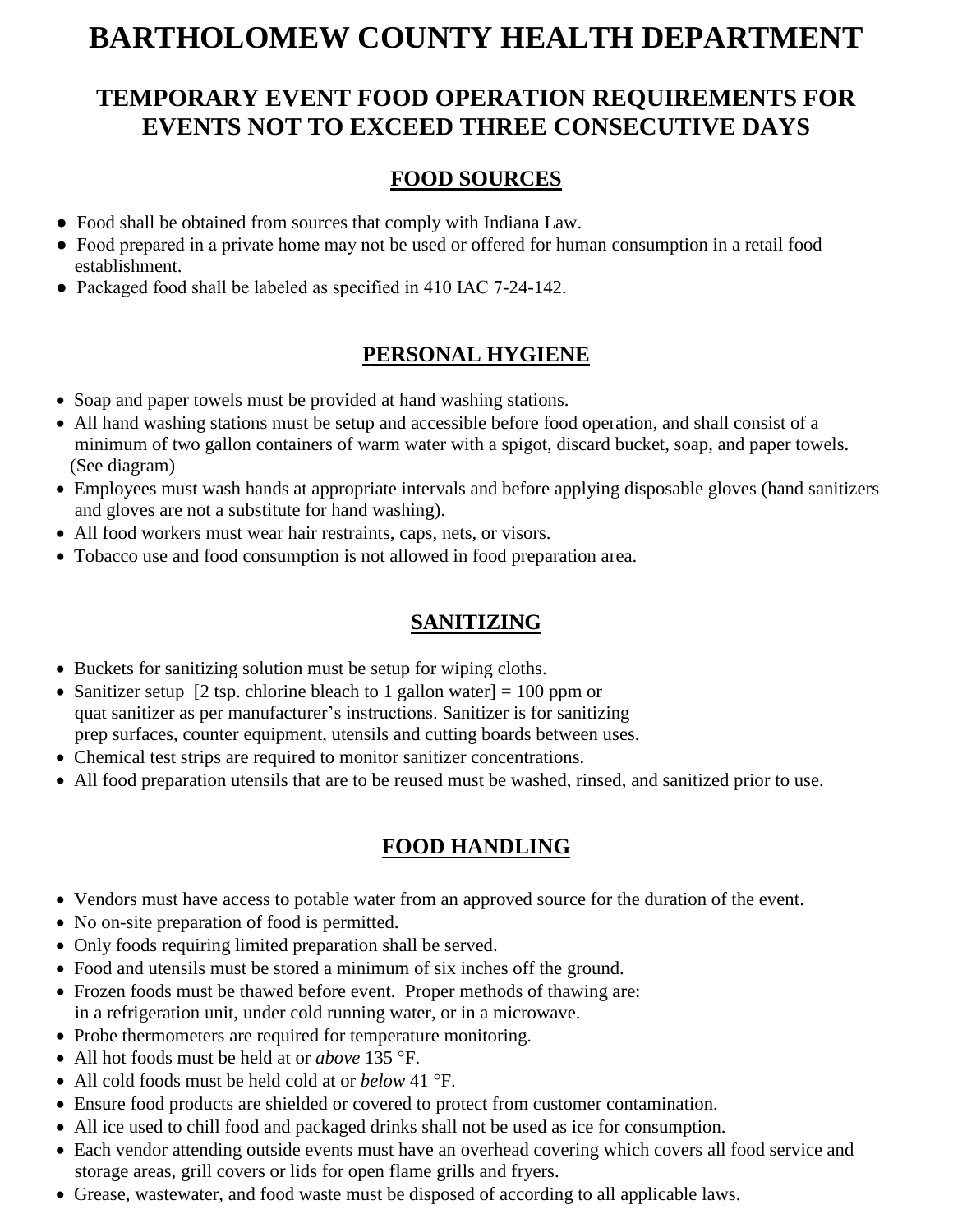# BARTHOLOMEW COUNTY HEALTH DEPARTMENT

## TEMPORARY EVENT FOOD OPERATION REQUIREMENTS FOR EVENTS NOT TO EXCEED THREE CONSECUTIVE DAYS

### FOOD SOURCES

- Food shall be obtained from sources that comply with Indiana Law.
- Food prepared in a private home may not be used or offered for human consumption in a retail food establishment.
- Packaged food shall be labeled as specified in 410 IAC 7-24-142.

### PERSONAL HYGIENE

- Soap and paper towels must be provided at hand washing stations.
- All hand washing stations must be setup and accessible before food operation, and shall consist of a minimum of two gallon containers of warm water with a spigot, discard bucket, soap, and paper towels. (See diagram)
- Employees must wash hands at appropriate intervals and before applying disposable gloves (hand sanitizers and gloves are not a substitute for hand washing).
- All food workers must wear hair restraints, caps, nets, or visors.
- Tobacco use and food consumption is not allowed in food preparation area.

### SANITIZING

- Buckets for sanitizing solution must be setup for wiping cloths.
- Sanitizer setup [2 tsp. chlorine bleach to 1 gallon water] = 100 ppm or quat sanitizer as per manufacturer's instructions. Sanitizer is for sanitizing prep surfaces, counter equipment, utensils and cutting boards between uses.
- Chemical test strips are required to monitor sanitizer concentrations.
- All food preparation utensils that are to be reused must be washed, rinsed, and sanitized prior to use.

### FOOD HANDLING

- Vendors must have access to potable water from an approved source for the duration of the event.
- No on-site preparation of food is permitted.
- Only foods requiring limited preparation shall be served.
- Food and utensils must be stored a minimum of six inches off the ground.
- Frozen foods must be thawed before event. Proper methods of thawing are: in a refrigeration unit, under cold running water, or in a microwave.
- Probe thermometers are required for temperature monitoring.
- All hot foods must be held at or *above* 135 °F.
- All cold foods must be held cold at or *below* 41 °F.
- Ensure food products are shielded or covered to protect from customer contamination.
- All ice used to chill food and packaged drinks shall not be used as ice for consumption.
- Each vendor attending outside events must have an overhead covering which covers all food service and storage areas, grill covers or lids for open flame grills and fryers.
- Grease, wastewater, and food waste must be disposed of according to all applicable laws.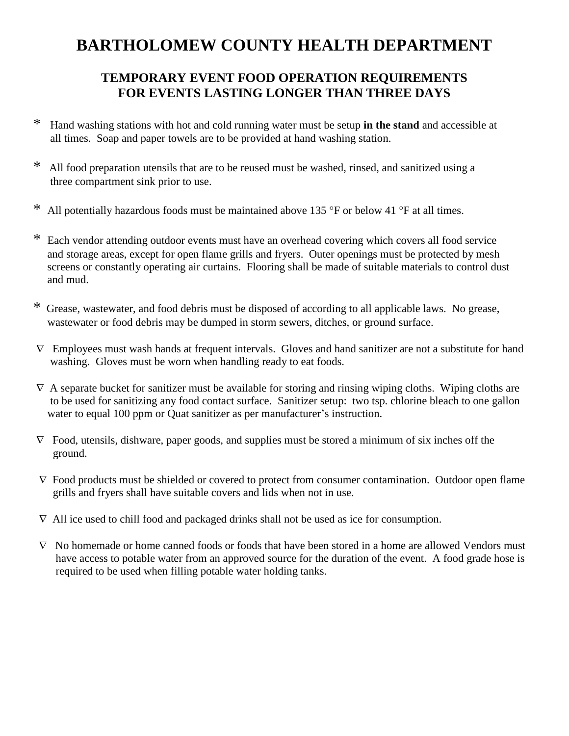# BARTHOLOMEW COUNTY HEALTH DEPARTMENT

## TEMPORARY EVENT FOOD OPERATION REQUIREMENTS FOR EVENTS LASTING LONGER THAN THREE DAYS

- \* Hand washing stations with hot and cold running water must be setup **in the stand** and accessible at all times. Soap and paper towels are to be provided at hand washing station.

- \* All food preparation utensils that are to be reused must be washed, rinsed, and sanitized using a three compartment sink prior to use.

- \* All potentially hazardous foods must be maintained above 135 °F or below 41 °F at all times.

- \* Each vendor attending outdoor events must have an overhead covering which covers all food service and storage areas, except for open flame grills and fryers. Outer openings must be protected by mesh screens or constantly operating air curtains. Flooring shall be made of suitable materials to control dust and mud.

- \* Grease, wastewater, and food debris must be disposed of according to all applicable laws. No grease, wastewater or food debris may be dumped in storm sewers, ditches, or ground surface.

- ∇ Employees must wash hands at frequent intervals. Gloves and hand sanitizer are not a substitute for hand washing. Gloves must be worn when handling ready to eat foods.

- ∇ A separate bucket for sanitizer must be available for storing and rinsing wiping cloths. Wiping cloths are to be used for sanitizing any food contact surface. Sanitizer setup: two tsp. chlorine bleach to one gallon water to equal 100 ppm or Quat sanitizer as per manufacturer's instruction.

- ∇ Food, utensils, dishware, paper goods, and supplies must be stored a minimum of six inches off the ground.

- ∇ Food products must be shielded or covered to protect from consumer contamination. Outdoor open flame grills and fryers shall have suitable covers and lids when not in use.

- ∇ All ice used to chill food and packaged drinks shall not be used as ice for consumption.

- ∇ No homemade or home canned foods or foods that have been stored in a home are allowed Vendors must have access to potable water from an approved source for the duration of the event. A food grade hose is required to be used when filling potable water holding tanks.